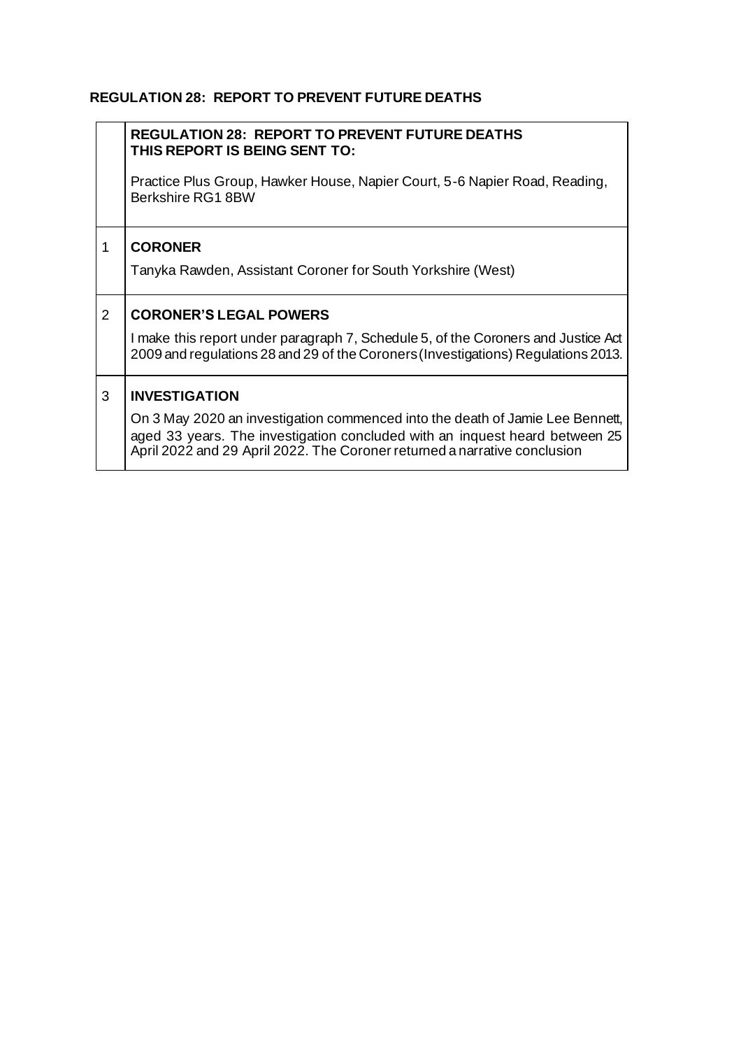**REGULATION 28: REPORT TO PREVENT FUTURE DEATHS**

| | |
|---|---|
| | **REGULATION 28: REPORT TO PREVENT FUTURE DEATHS**<br>**THIS REPORT IS BEING SENT TO:**<br><br>Practice Plus Group, Hawker House, Napier Court, 5-6 Napier Road, Reading, Berkshire RG1 8BW |
| 1 | **CORONER**<br><br>Tanyka Rawden, Assistant Coroner for South Yorkshire (West) |
| 2 | **CORONER'S LEGAL POWERS**<br><br>I make this report under paragraph 7, Schedule 5, of the Coroners and Justice Act 2009 and regulations 28 and 29 of the Coroners (Investigations) Regulations 2013. |
| 3 | **INVESTIGATION**<br><br>On 3 May 2020 an investigation commenced into the death of Jamie Lee Bennett, aged 33 years. The investigation concluded with an inquest heard between 25 April 2022 and 29 April 2022. The Coroner returned a narrative conclusion |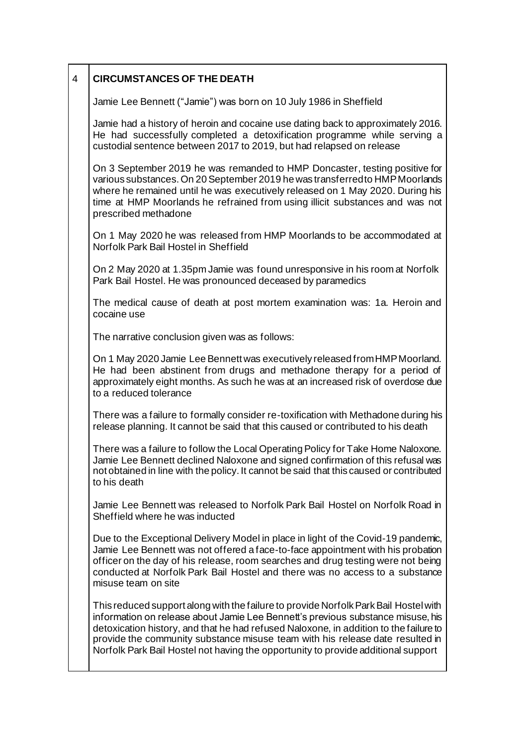## 4 CIRCUMSTANCES OF THE DEATH

Jamie Lee Bennett ("Jamie") was born on 10 July 1986 in Sheffield

Jamie had a history of heroin and cocaine use dating back to approximately 2016. He had successfully completed a detoxification programme while serving a custodial sentence between 2017 to 2019, but had relapsed on release

On 3 September 2019 he was remanded to HMP Doncaster, testing positive for various substances. On 20 September 2019 he was transferred to HMP Moorlands where he remained until he was executively released on 1 May 2020. During his time at HMP Moorlands he refrained from using illicit substances and was not prescribed methadone

On 1 May 2020 he was released from HMP Moorlands to be accommodated at Norfolk Park Bail Hostel in Sheffield

On 2 May 2020 at 1.35pm Jamie was found unresponsive in his room at Norfolk Park Bail Hostel. He was pronounced deceased by paramedics

The medical cause of death at post mortem examination was: 1a. Heroin and cocaine use

The narrative conclusion given was as follows:

On 1 May 2020 Jamie Lee Bennett was executively released from HMP Moorland. He had been abstinent from drugs and methadone therapy for a period of approximately eight months. As such he was at an increased risk of overdose due to a reduced tolerance

There was a failure to formally consider re-toxification with Methadone during his release planning. It cannot be said that this caused or contributed to his death

There was a failure to follow the Local Operating Policy for Take Home Naloxone. Jamie Lee Bennett declined Naloxone and signed confirmation of this refusal was not obtained in line with the policy. It cannot be said that this caused or contributed to his death

Jamie Lee Bennett was released to Norfolk Park Bail Hostel on Norfolk Road in Sheffield where he was inducted

Due to the Exceptional Delivery Model in place in light of the Covid-19 pandemic, Jamie Lee Bennett was not offered a face-to-face appointment with his probation officer on the day of his release, room searches and drug testing were not being conducted at Norfolk Park Bail Hostel and there was no access to a substance misuse team on site

This reduced support along with the failure to provide Norfolk Park Bail Hostel with information on release about Jamie Lee Bennett's previous substance misuse, his detoxication history, and that he had refused Naloxone, in addition to the failure to provide the community substance misuse team with his release date resulted in Norfolk Park Bail Hostel not having the opportunity to provide additional support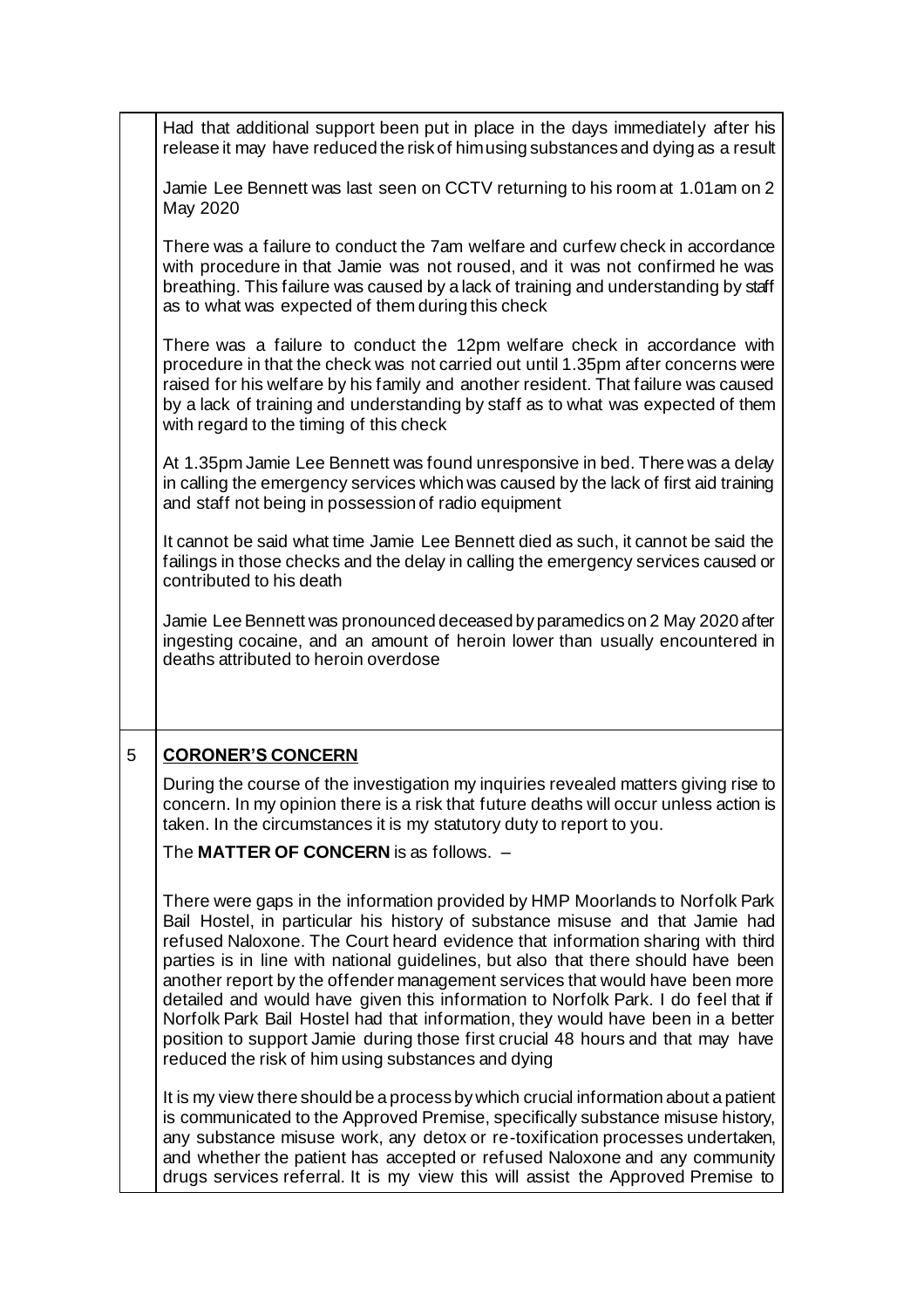Had that additional support been put in place in the days immediately after his release it may have reduced the risk of him using substances and dying as a result

Jamie Lee Bennett was last seen on CCTV returning to his room at 1.01am on 2 May 2020

There was a failure to conduct the 7am welfare and curfew check in accordance with procedure in that Jamie was not roused, and it was not confirmed he was breathing. This failure was caused by a lack of training and understanding by staff as to what was expected of them during this check

There was a failure to conduct the 12pm welfare check in accordance with procedure in that the check was not carried out until 1.35pm after concerns were raised for his welfare by his family and another resident. That failure was caused by a lack of training and understanding by staff as to what was expected of them with regard to the timing of this check

At 1.35pm Jamie Lee Bennett was found unresponsive in bed. There was a delay in calling the emergency services which was caused by the lack of first aid training and staff not being in possession of radio equipment

It cannot be said what time Jamie Lee Bennett died as such, it cannot be said the failings in those checks and the delay in calling the emergency services caused or contributed to his death

Jamie Lee Bennett was pronounced deceased by paramedics on 2 May 2020 after ingesting cocaine, and an amount of heroin lower than usually encountered in deaths attributed to heroin overdose

## 5 CORONER'S CONCERN

During the course of the investigation my inquiries revealed matters giving rise to concern. In my opinion there is a risk that future deaths will occur unless action is taken. In the circumstances it is my statutory duty to report to you.

The **MATTER OF CONCERN** is as follows. –

There were gaps in the information provided by HMP Moorlands to Norfolk Park Bail Hostel, in particular his history of substance misuse and that Jamie had refused Naloxone. The Court heard evidence that information sharing with third parties is in line with national guidelines, but also that there should have been another report by the offender management services that would have been more detailed and would have given this information to Norfolk Park. I do feel that if Norfolk Park Bail Hostel had that information, they would have been in a better position to support Jamie during those first crucial 48 hours and that may have reduced the risk of him using substances and dying

It is my view there should be a process by which crucial information about a patient is communicated to the Approved Premise, specifically substance misuse history, any substance misuse work, any detox or re-toxification processes undertaken, and whether the patient has accepted or refused Naloxone and any community drugs services referral. It is my view this will assist the Approved Premise to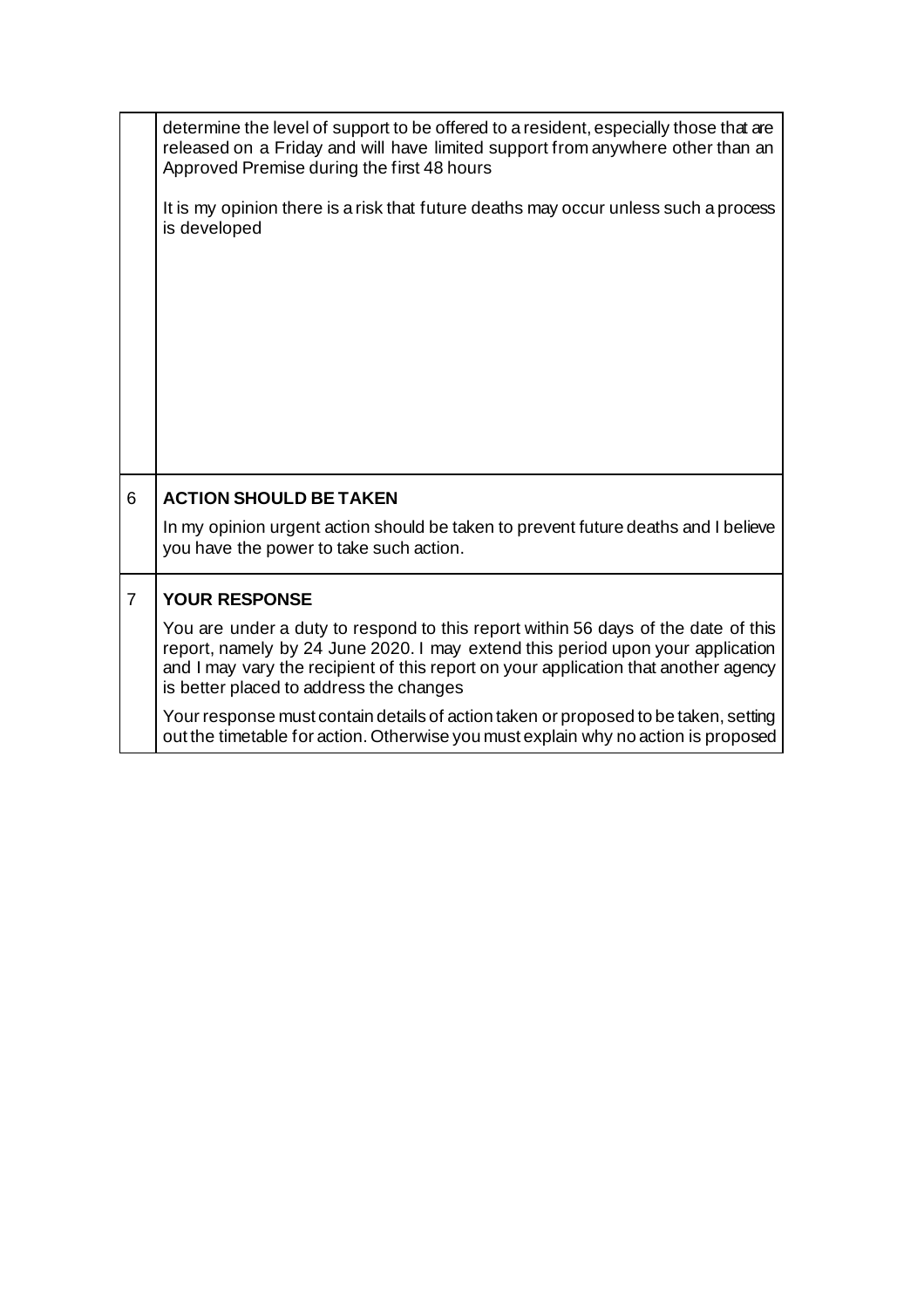| | |
|---|---|
| | determine the level of support to be offered to a resident, especially those that are released on a Friday and will have limited support from anywhere other than an Approved Premise during the first 48 hours<br><br>It is my opinion there is a risk that future deaths may occur unless such a process is developed |
| 6 | **ACTION SHOULD BE TAKEN**<br><br>In my opinion urgent action should be taken to prevent future deaths and I believe you have the power to take such action. |
| 7 | **YOUR RESPONSE**<br><br>You are under a duty to respond to this report within 56 days of the date of this report, namely by 24 June 2020. I may extend this period upon your application and I may vary the recipient of this report on your application that another agency is better placed to address the changes<br><br>Your response must contain details of action taken or proposed to be taken, setting out the timetable for action. Otherwise you must explain why no action is proposed |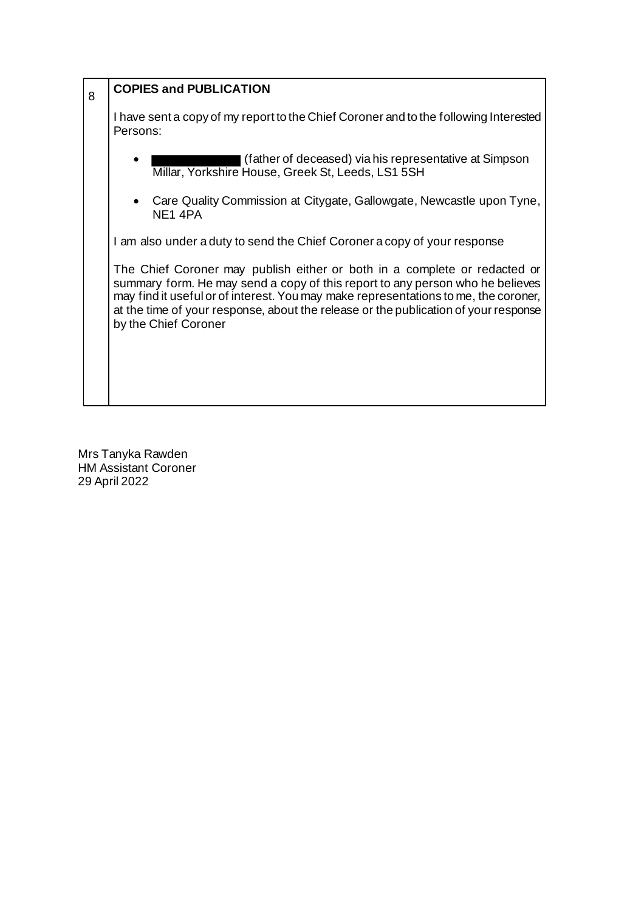| 8 | **COPIES and PUBLICATION** |
|---|---|

**8 COPIES and PUBLICATION**

I have sent a copy of my report to the Chief Coroner and to the following Interested Persons:

- ████████ (father of deceased) via his representative at Simpson Millar, Yorkshire House, Greek St, Leeds, LS1 5SH
- Care Quality Commission at Citygate, Gallowgate, Newcastle upon Tyne, NE1 4PA

I am also under a duty to send the Chief Coroner a copy of your response

The Chief Coroner may publish either or both in a complete or redacted or summary form. He may send a copy of this report to any person who he believes may find it useful or of interest. You may make representations to me, the coroner, at the time of your response, about the release or the publication of your response by the Chief Coroner

Mrs Tanyka Rawden
HM Assistant Coroner
29 April 2022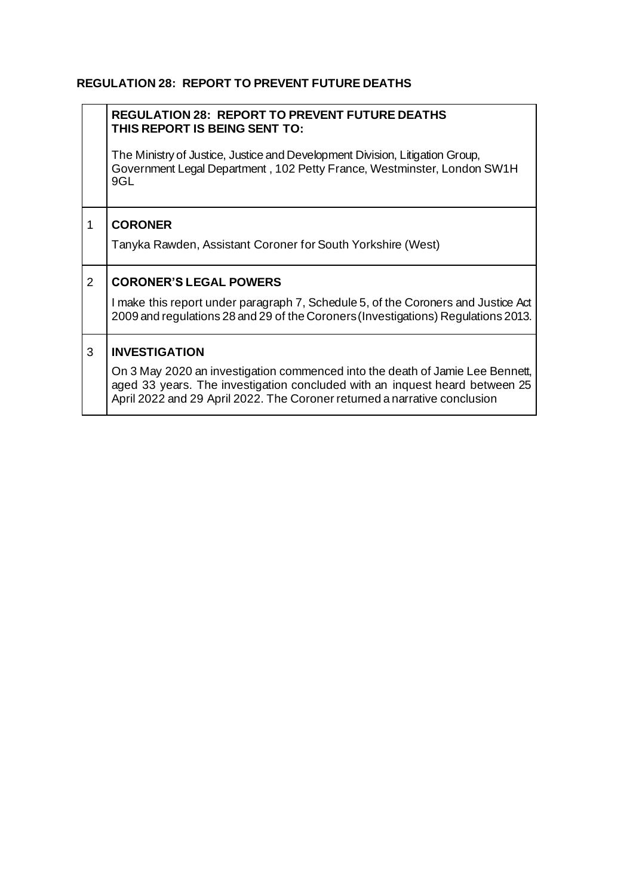**REGULATION 28: REPORT TO PREVENT FUTURE DEATHS**

| | |
|---|---|
| | **REGULATION 28: REPORT TO PREVENT FUTURE DEATHS**<br>**THIS REPORT IS BEING SENT TO:**<br><br>The Ministry of Justice, Justice and Development Division, Litigation Group, Government Legal Department , 102 Petty France, Westminster, London SW1H 9GL |
| 1 | **CORONER**<br><br>Tanyka Rawden, Assistant Coroner for South Yorkshire (West) |
| 2 | **CORONER'S LEGAL POWERS**<br><br>I make this report under paragraph 7, Schedule 5, of the Coroners and Justice Act 2009 and regulations 28 and 29 of the Coroners (Investigations) Regulations 2013. |
| 3 | **INVESTIGATION**<br><br>On 3 May 2020 an investigation commenced into the death of Jamie Lee Bennett, aged 33 years. The investigation concluded with an inquest heard between 25 April 2022 and 29 April 2022. The Coroner returned a narrative conclusion |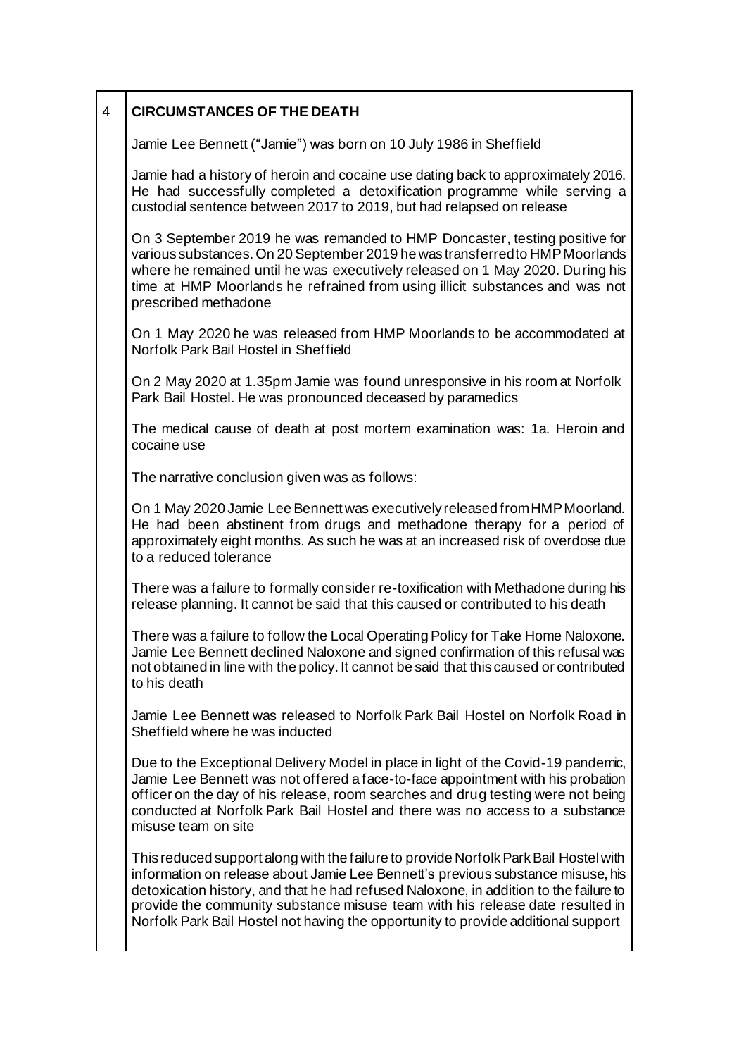## 4 CIRCUMSTANCES OF THE DEATH

Jamie Lee Bennett ("Jamie") was born on 10 July 1986 in Sheffield

Jamie had a history of heroin and cocaine use dating back to approximately 2016. He had successfully completed a detoxification programme while serving a custodial sentence between 2017 to 2019, but had relapsed on release

On 3 September 2019 he was remanded to HMP Doncaster, testing positive for various substances. On 20 September 2019 he was transferred to HMP Moorlands where he remained until he was executively released on 1 May 2020. During his time at HMP Moorlands he refrained from using illicit substances and was not prescribed methadone

On 1 May 2020 he was released from HMP Moorlands to be accommodated at Norfolk Park Bail Hostel in Sheffield

On 2 May 2020 at 1.35pm Jamie was found unresponsive in his room at Norfolk Park Bail Hostel. He was pronounced deceased by paramedics

The medical cause of death at post mortem examination was: 1a. Heroin and cocaine use

The narrative conclusion given was as follows:

On 1 May 2020 Jamie Lee Bennett was executively released from HMP Moorland. He had been abstinent from drugs and methadone therapy for a period of approximately eight months. As such he was at an increased risk of overdose due to a reduced tolerance

There was a failure to formally consider re-toxification with Methadone during his release planning. It cannot be said that this caused or contributed to his death

There was a failure to follow the Local Operating Policy for Take Home Naloxone. Jamie Lee Bennett declined Naloxone and signed confirmation of this refusal was not obtained in line with the policy. It cannot be said that this caused or contributed to his death

Jamie Lee Bennett was released to Norfolk Park Bail Hostel on Norfolk Road in Sheffield where he was inducted

Due to the Exceptional Delivery Model in place in light of the Covid-19 pandemic, Jamie Lee Bennett was not offered a face-to-face appointment with his probation officer on the day of his release, room searches and drug testing were not being conducted at Norfolk Park Bail Hostel and there was no access to a substance misuse team on site

This reduced support along with the failure to provide Norfolk Park Bail Hostel with information on release about Jamie Lee Bennett's previous substance misuse, his detoxication history, and that he had refused Naloxone, in addition to the failure to provide the community substance misuse team with his release date resulted in Norfolk Park Bail Hostel not having the opportunity to provide additional support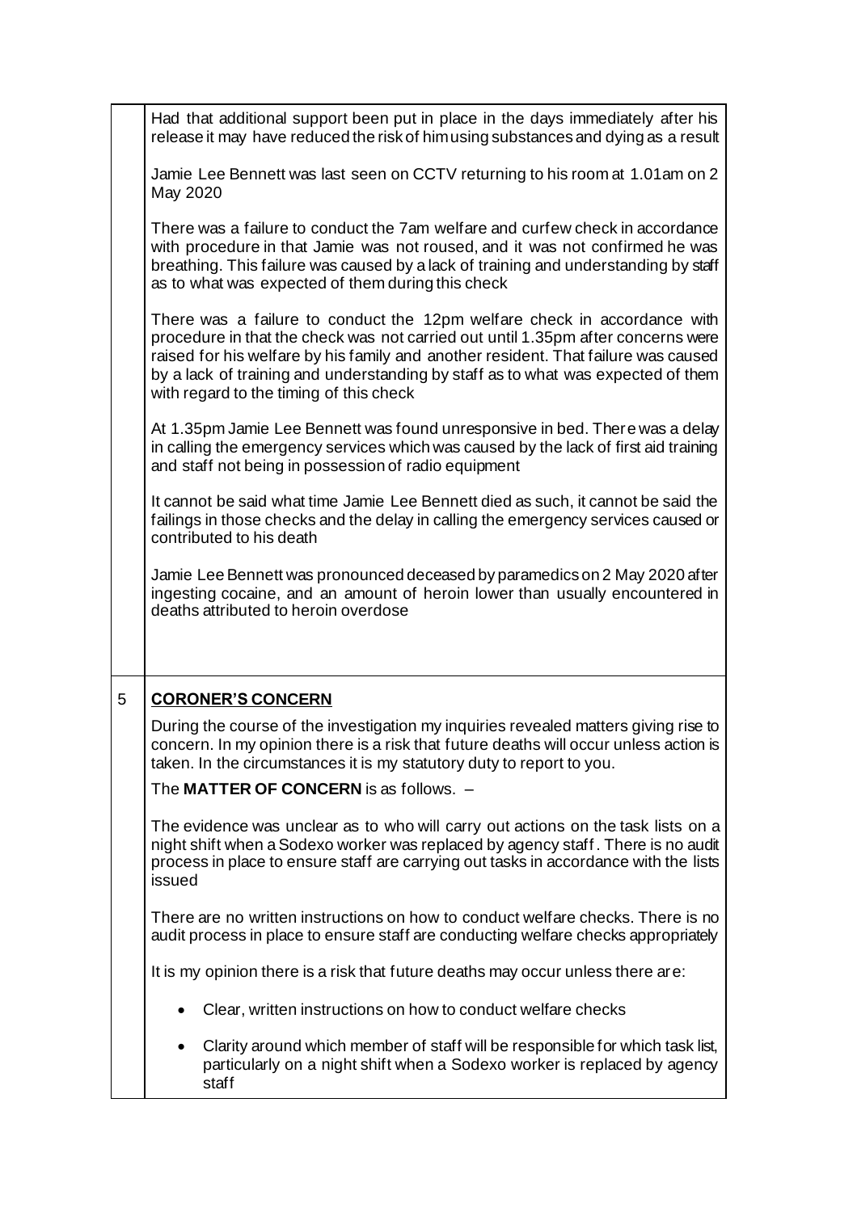Had that additional support been put in place in the days immediately after his release it may have reduced the risk of him using substances and dying as a result

Jamie Lee Bennett was last seen on CCTV returning to his room at 1.01am on 2 May 2020

There was a failure to conduct the 7am welfare and curfew check in accordance with procedure in that Jamie was not roused, and it was not confirmed he was breathing. This failure was caused by a lack of training and understanding by staff as to what was expected of them during this check

There was a failure to conduct the 12pm welfare check in accordance with procedure in that the check was not carried out until 1.35pm after concerns were raised for his welfare by his family and another resident. That failure was caused by a lack of training and understanding by staff as to what was expected of them with regard to the timing of this check

At 1.35pm Jamie Lee Bennett was found unresponsive in bed. There was a delay in calling the emergency services which was caused by the lack of first aid training and staff not being in possession of radio equipment

It cannot be said what time Jamie Lee Bennett died as such, it cannot be said the failings in those checks and the delay in calling the emergency services caused or contributed to his death

Jamie Lee Bennett was pronounced deceased by paramedics on 2 May 2020 after ingesting cocaine, and an amount of heroin lower than usually encountered in deaths attributed to heroin overdose

## 5 CORONER'S CONCERN

During the course of the investigation my inquiries revealed matters giving rise to concern. In my opinion there is a risk that future deaths will occur unless action is taken. In the circumstances it is my statutory duty to report to you.

The **MATTER OF CONCERN** is as follows. –

The evidence was unclear as to who will carry out actions on the task lists on a night shift when a Sodexo worker was replaced by agency staff. There is no audit process in place to ensure staff are carrying out tasks in accordance with the lists issued

There are no written instructions on how to conduct welfare checks. There is no audit process in place to ensure staff are conducting welfare checks appropriately

It is my opinion there is a risk that future deaths may occur unless there are:

- Clear, written instructions on how to conduct welfare checks
- Clarity around which member of staff will be responsible for which task list, particularly on a night shift when a Sodexo worker is replaced by agency staff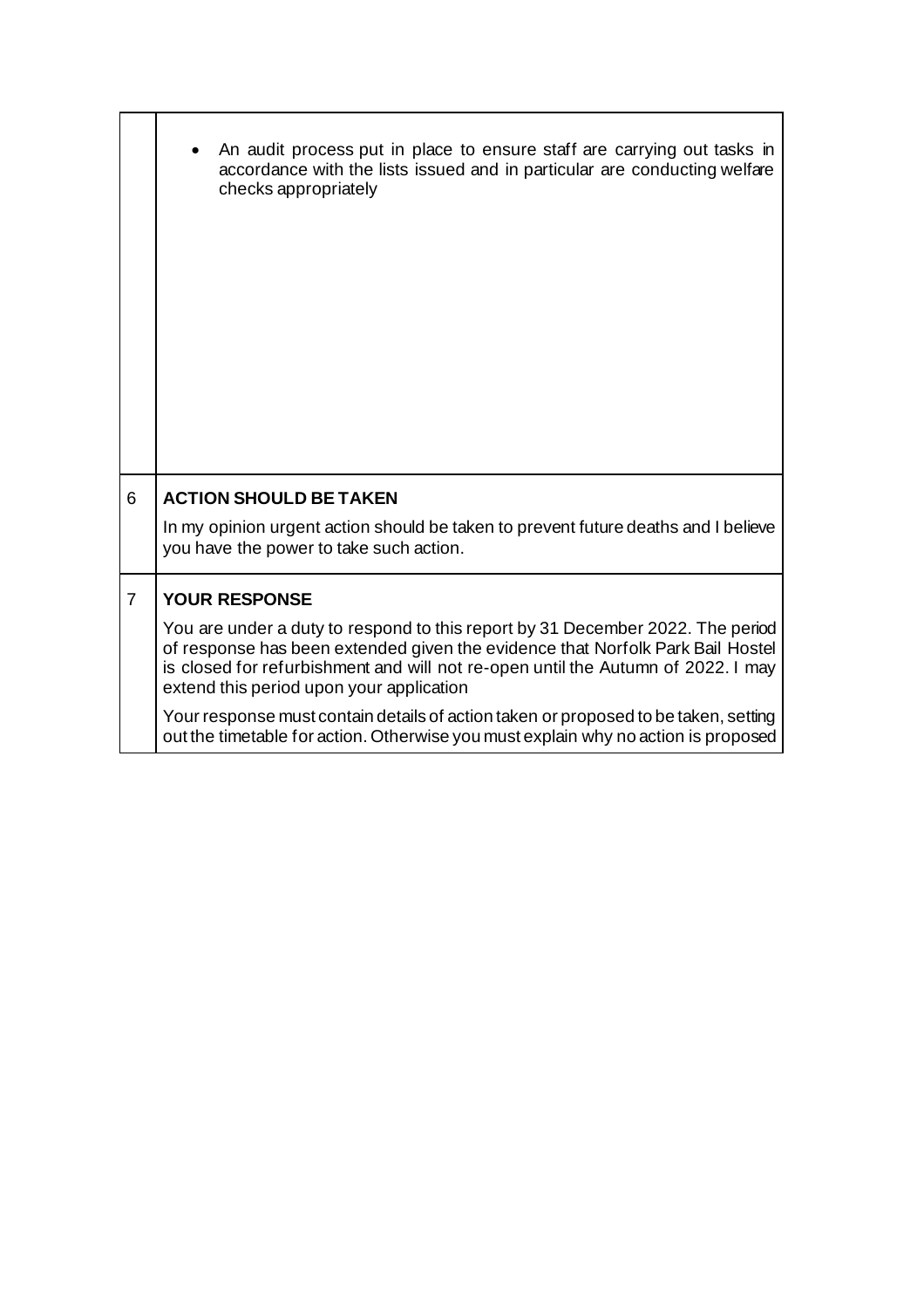|   |   |
|---|---|
|   | - An audit process put in place to ensure staff are carrying out tasks in accordance with the lists issued and in particular are conducting welfare checks appropriately |
| 6 | **ACTION SHOULD BE TAKEN**<br><br>In my opinion urgent action should be taken to prevent future deaths and I believe you have the power to take such action. |
| 7 | **YOUR RESPONSE**<br><br>You are under a duty to respond to this report by 31 December 2022. The period of response has been extended given the evidence that Norfolk Park Bail Hostel is closed for refurbishment and will not re-open until the Autumn of 2022. I may extend this period upon your application<br><br>Your response must contain details of action taken or proposed to be taken, setting out the timetable for action. Otherwise you must explain why no action is proposed |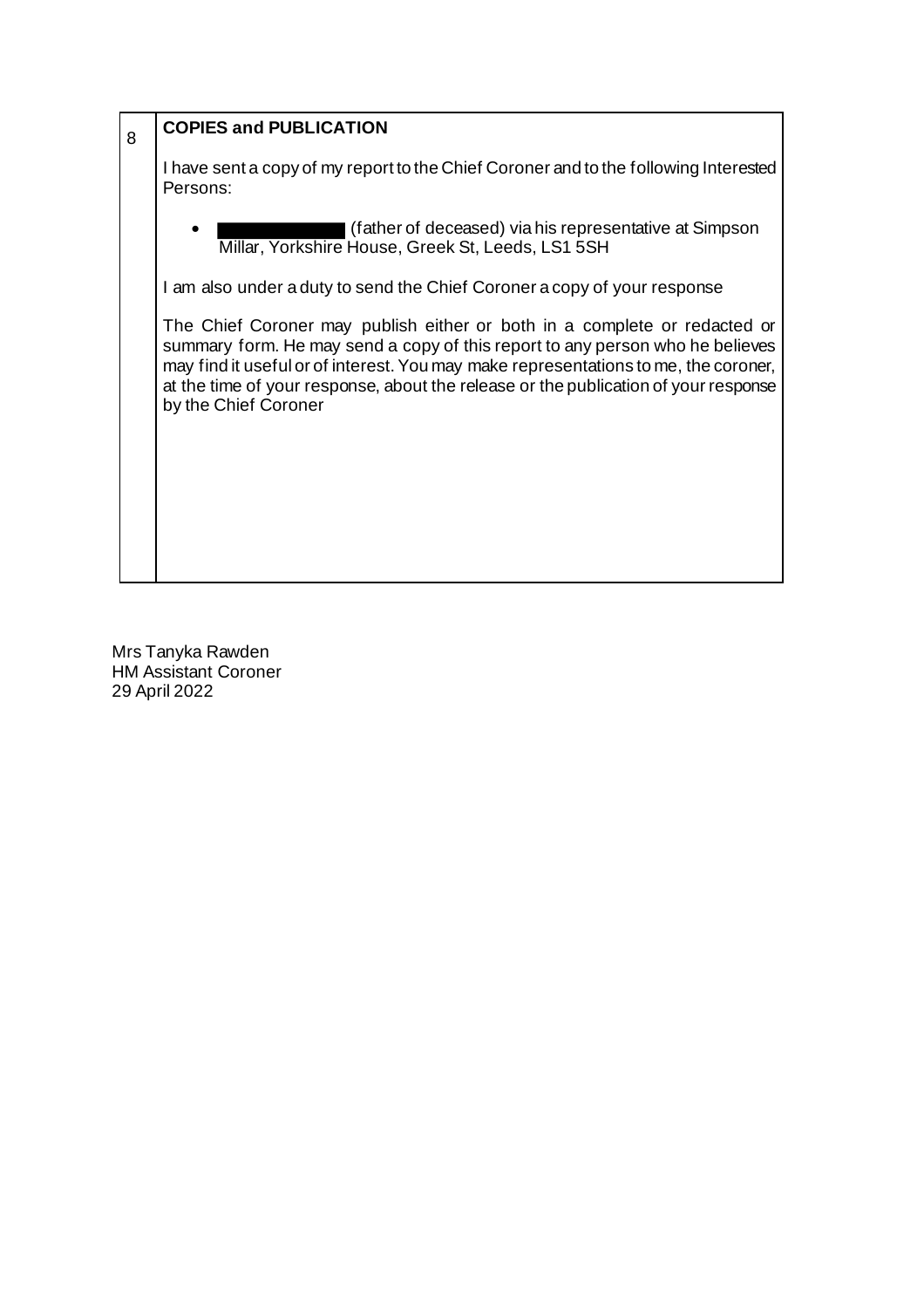| | |
|---|---|
| 8 | **COPIES and PUBLICATION**<br><br>I have sent a copy of my report to the Chief Coroner and to the following Interested Persons:<br><br>• ██████████ (father of deceased) via his representative at Simpson Millar, Yorkshire House, Greek St, Leeds, LS1 5SH<br><br>I am also under a duty to send the Chief Coroner a copy of your response<br><br>The Chief Coroner may publish either or both in a complete or redacted or summary form. He may send a copy of this report to any person who he believes may find it useful or of interest. You may make representations to me, the coroner, at the time of your response, about the release or the publication of your response by the Chief Coroner |

Mrs Tanyka Rawden
HM Assistant Coroner
29 April 2022